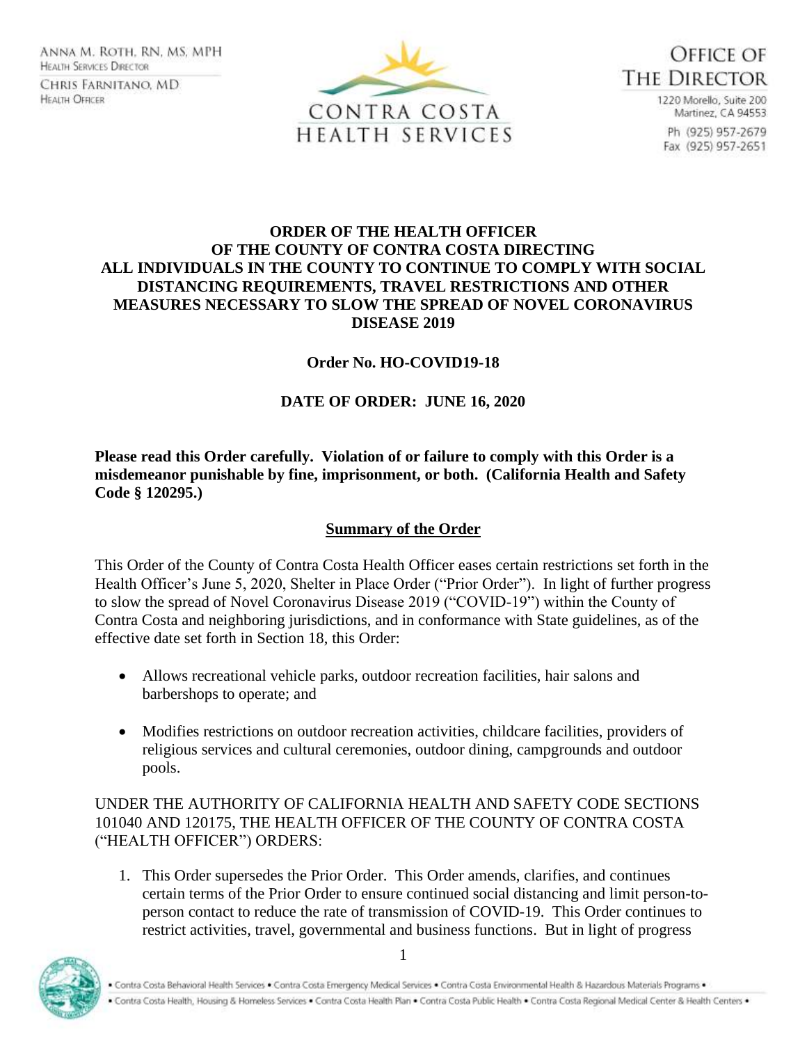ANNA M. ROTH, RN, MS, MPH
HEALTH SERVICES DIRECTOR

CHRIS FARNITANO, MD
HEALTH OFFICER

CONTRA COSTA
HEALTH SERVICES

OFFICE OF
THE DIRECTOR

1220 Morello, Suite 200
Martinez, CA 94553

Ph (925) 957-2679
Fax (925) 957-2651

**ORDER OF THE HEALTH OFFICER OF THE COUNTY OF CONTRA COSTA DIRECTING ALL INDIVIDUALS IN THE COUNTY TO CONTINUE TO COMPLY WITH SOCIAL DISTANCING REQUIREMENTS, TRAVEL RESTRICTIONS AND OTHER MEASURES NECESSARY TO SLOW THE SPREAD OF NOVEL CORONAVIRUS DISEASE 2019**

**Order No. HO-COVID19-18**

**DATE OF ORDER: JUNE 16, 2020**

**Please read this Order carefully. Violation of or failure to comply with this Order is a misdemeanor punishable by fine, imprisonment, or both. (California Health and Safety Code § 120295.)**

## Summary of the Order

This Order of the County of Contra Costa Health Officer eases certain restrictions set forth in the Health Officer's June 5, 2020, Shelter in Place Order ("Prior Order"). In light of further progress to slow the spread of Novel Coronavirus Disease 2019 ("COVID-19") within the County of Contra Costa and neighboring jurisdictions, and in conformance with State guidelines, as of the effective date set forth in Section 18, this Order:

- Allows recreational vehicle parks, outdoor recreation facilities, hair salons and barbershops to operate; and
- Modifies restrictions on outdoor recreation activities, childcare facilities, providers of religious services and cultural ceremonies, outdoor dining, campgrounds and outdoor pools.

UNDER THE AUTHORITY OF CALIFORNIA HEALTH AND SAFETY CODE SECTIONS 101040 AND 120175, THE HEALTH OFFICER OF THE COUNTY OF CONTRA COSTA ("HEALTH OFFICER") ORDERS:

1. This Order supersedes the Prior Order. This Order amends, clarifies, and continues certain terms of the Prior Order to ensure continued social distancing and limit person-to-person contact to reduce the rate of transmission of COVID-19. This Order continues to restrict activities, travel, governmental and business functions. But in light of progress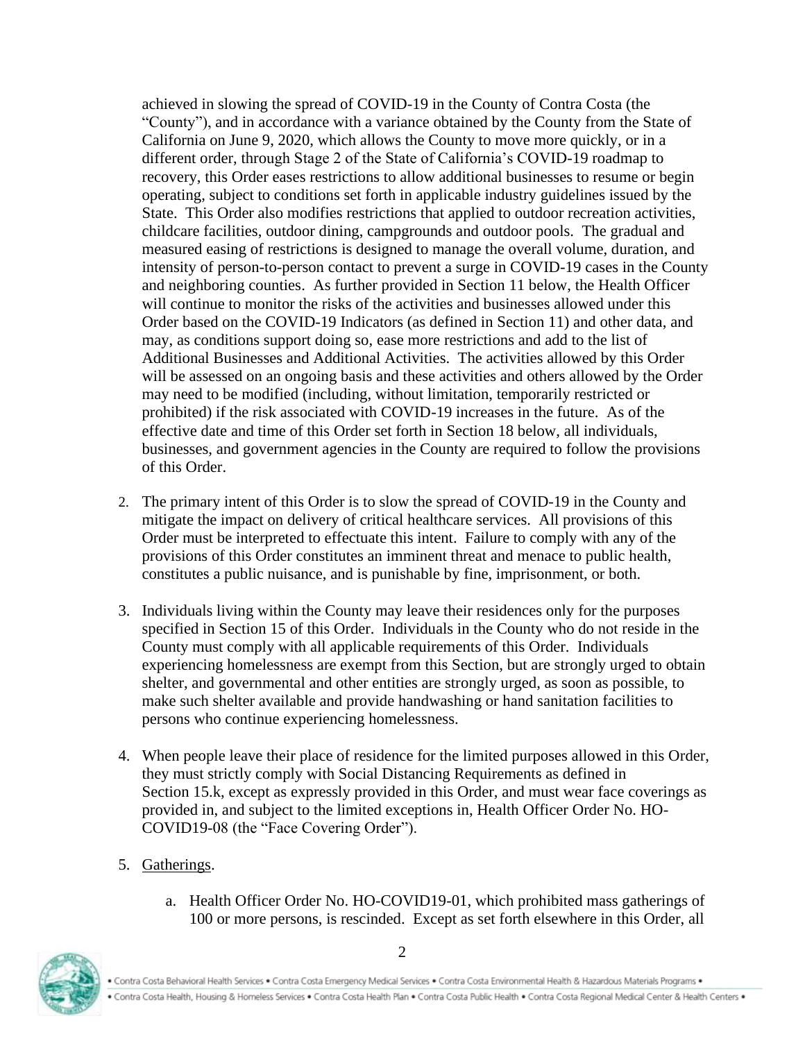achieved in slowing the spread of COVID-19 in the County of Contra Costa (the "County"), and in accordance with a variance obtained by the County from the State of California on June 9, 2020, which allows the County to move more quickly, or in a different order, through Stage 2 of the State of California's COVID-19 roadmap to recovery, this Order eases restrictions to allow additional businesses to resume or begin operating, subject to conditions set forth in applicable industry guidelines issued by the State. This Order also modifies restrictions that applied to outdoor recreation activities, childcare facilities, outdoor dining, campgrounds and outdoor pools. The gradual and measured easing of restrictions is designed to manage the overall volume, duration, and intensity of person-to-person contact to prevent a surge in COVID-19 cases in the County and neighboring counties. As further provided in Section 11 below, the Health Officer will continue to monitor the risks of the activities and businesses allowed under this Order based on the COVID-19 Indicators (as defined in Section 11) and other data, and may, as conditions support doing so, ease more restrictions and add to the list of Additional Businesses and Additional Activities. The activities allowed by this Order will be assessed on an ongoing basis and these activities and others allowed by the Order may need to be modified (including, without limitation, temporarily restricted or prohibited) if the risk associated with COVID-19 increases in the future. As of the effective date and time of this Order set forth in Section 18 below, all individuals, businesses, and government agencies in the County are required to follow the provisions of this Order.

2. The primary intent of this Order is to slow the spread of COVID-19 in the County and mitigate the impact on delivery of critical healthcare services. All provisions of this Order must be interpreted to effectuate this intent. Failure to comply with any of the provisions of this Order constitutes an imminent threat and menace to public health, constitutes a public nuisance, and is punishable by fine, imprisonment, or both.

3. Individuals living within the County may leave their residences only for the purposes specified in Section 15 of this Order. Individuals in the County who do not reside in the County must comply with all applicable requirements of this Order. Individuals experiencing homelessness are exempt from this Section, but are strongly urged to obtain shelter, and governmental and other entities are strongly urged, as soon as possible, to make such shelter available and provide handwashing or hand sanitation facilities to persons who continue experiencing homelessness.

4. When people leave their place of residence for the limited purposes allowed in this Order, they must strictly comply with Social Distancing Requirements as defined in Section 15.k, except as expressly provided in this Order, and must wear face coverings as provided in, and subject to the limited exceptions in, Health Officer Order No. HO-COVID19-08 (the "Face Covering Order").

5. Gatherings.

   a. Health Officer Order No. HO-COVID19-01, which prohibited mass gatherings of 100 or more persons, is rescinded. Except as set forth elsewhere in this Order, all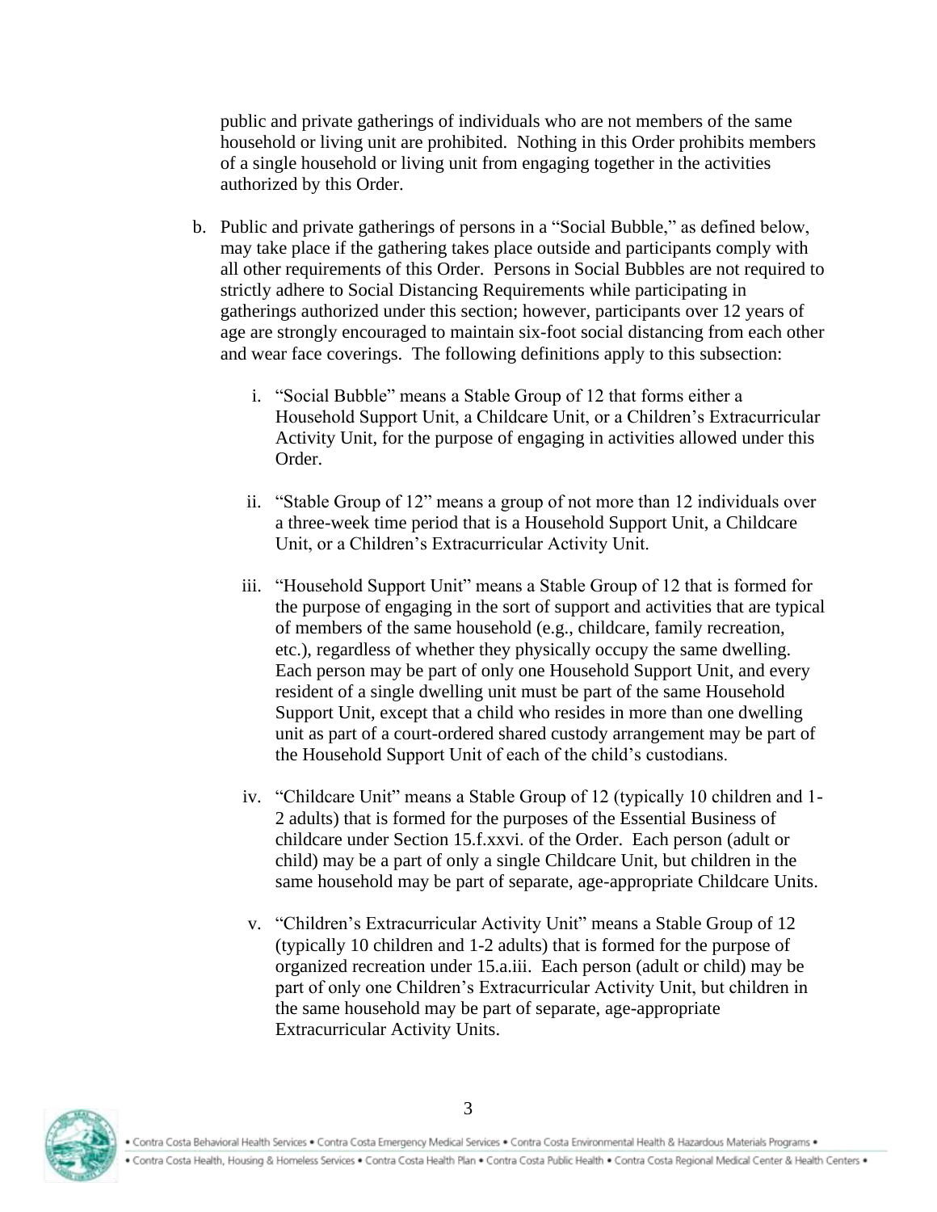public and private gatherings of individuals who are not members of the same household or living unit are prohibited. Nothing in this Order prohibits members of a single household or living unit from engaging together in the activities authorized by this Order.

b. Public and private gatherings of persons in a "Social Bubble," as defined below, may take place if the gathering takes place outside and participants comply with all other requirements of this Order. Persons in Social Bubbles are not required to strictly adhere to Social Distancing Requirements while participating in gatherings authorized under this section; however, participants over 12 years of age are strongly encouraged to maintain six-foot social distancing from each other and wear face coverings. The following definitions apply to this subsection:

   i. "Social Bubble" means a Stable Group of 12 that forms either a Household Support Unit, a Childcare Unit, or a Children's Extracurricular Activity Unit, for the purpose of engaging in activities allowed under this Order.

   ii. "Stable Group of 12" means a group of not more than 12 individuals over a three-week time period that is a Household Support Unit, a Childcare Unit, or a Children's Extracurricular Activity Unit.

   iii. "Household Support Unit" means a Stable Group of 12 that is formed for the purpose of engaging in the sort of support and activities that are typical of members of the same household (e.g., childcare, family recreation, etc.), regardless of whether they physically occupy the same dwelling. Each person may be part of only one Household Support Unit, and every resident of a single dwelling unit must be part of the same Household Support Unit, except that a child who resides in more than one dwelling unit as part of a court-ordered shared custody arrangement may be part of the Household Support Unit of each of the child's custodians.

   iv. "Childcare Unit" means a Stable Group of 12 (typically 10 children and 1-2 adults) that is formed for the purposes of the Essential Business of childcare under Section 15.f.xxvi. of the Order. Each person (adult or child) may be a part of only a single Childcare Unit, but children in the same household may be part of separate, age-appropriate Childcare Units.

   v. "Children's Extracurricular Activity Unit" means a Stable Group of 12 (typically 10 children and 1-2 adults) that is formed for the purpose of organized recreation under 15.a.iii. Each person (adult or child) may be part of only one Children's Extracurricular Activity Unit, but children in the same household may be part of separate, age-appropriate Extracurricular Activity Units.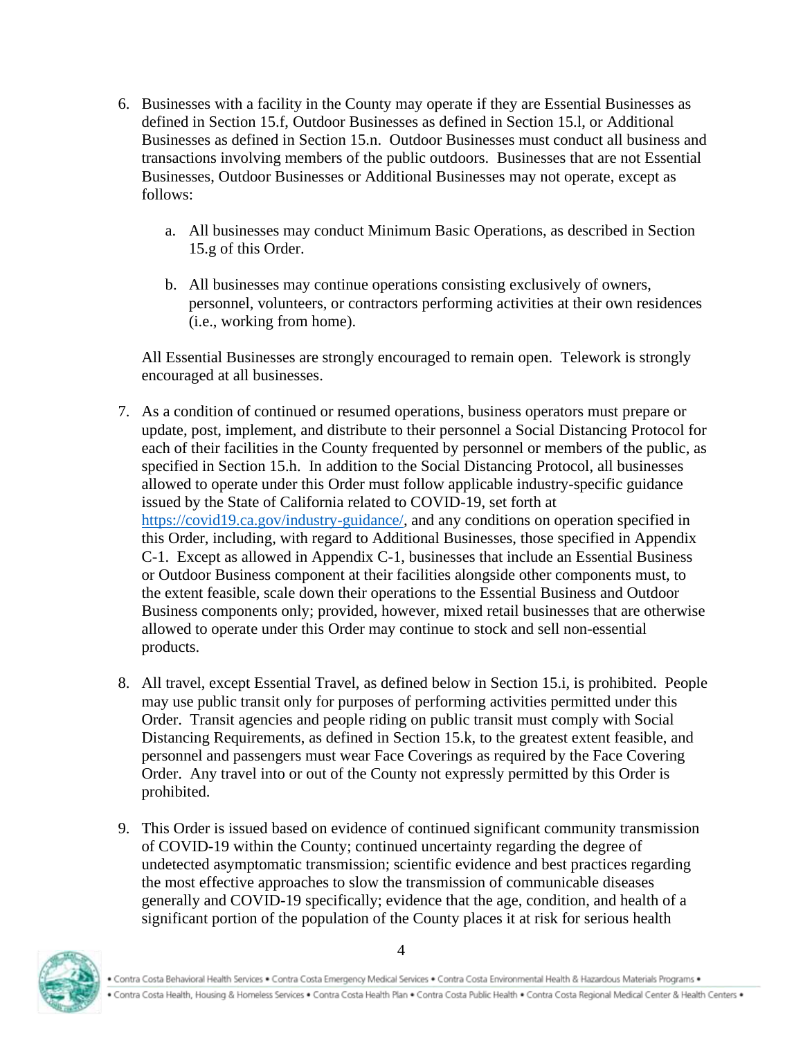6. Businesses with a facility in the County may operate if they are Essential Businesses as defined in Section 15.f, Outdoor Businesses as defined in Section 15.l, or Additional Businesses as defined in Section 15.n. Outdoor Businesses must conduct all business and transactions involving members of the public outdoors. Businesses that are not Essential Businesses, Outdoor Businesses or Additional Businesses may not operate, except as follows:

   a. All businesses may conduct Minimum Basic Operations, as described in Section 15.g of this Order.

   b. All businesses may continue operations consisting exclusively of owners, personnel, volunteers, or contractors performing activities at their own residences (i.e., working from home).

   All Essential Businesses are strongly encouraged to remain open. Telework is strongly encouraged at all businesses.

7. As a condition of continued or resumed operations, business operators must prepare or update, post, implement, and distribute to their personnel a Social Distancing Protocol for each of their facilities in the County frequented by personnel or members of the public, as specified in Section 15.h. In addition to the Social Distancing Protocol, all businesses allowed to operate under this Order must follow applicable industry-specific guidance issued by the State of California related to COVID-19, set forth at https://covid19.ca.gov/industry-guidance/, and any conditions on operation specified in this Order, including, with regard to Additional Businesses, those specified in Appendix C-1. Except as allowed in Appendix C-1, businesses that include an Essential Business or Outdoor Business component at their facilities alongside other components must, to the extent feasible, scale down their operations to the Essential Business and Outdoor Business components only; provided, however, mixed retail businesses that are otherwise allowed to operate under this Order may continue to stock and sell non-essential products.

8. All travel, except Essential Travel, as defined below in Section 15.i, is prohibited. People may use public transit only for purposes of performing activities permitted under this Order. Transit agencies and people riding on public transit must comply with Social Distancing Requirements, as defined in Section 15.k, to the greatest extent feasible, and personnel and passengers must wear Face Coverings as required by the Face Covering Order. Any travel into or out of the County not expressly permitted by this Order is prohibited.

9. This Order is issued based on evidence of continued significant community transmission of COVID-19 within the County; continued uncertainty regarding the degree of undetected asymptomatic transmission; scientific evidence and best practices regarding the most effective approaches to slow the transmission of communicable diseases generally and COVID-19 specifically; evidence that the age, condition, and health of a significant portion of the population of the County places it at risk for serious health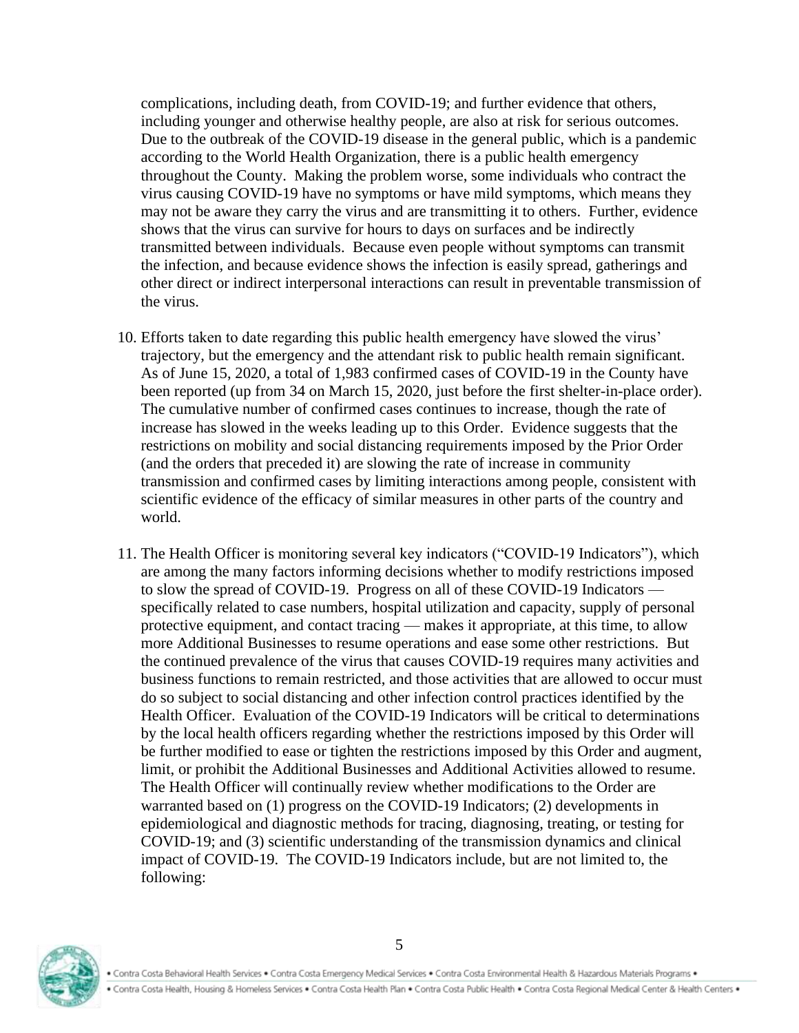complications, including death, from COVID-19; and further evidence that others, including younger and otherwise healthy people, are also at risk for serious outcomes. Due to the outbreak of the COVID-19 disease in the general public, which is a pandemic according to the World Health Organization, there is a public health emergency throughout the County. Making the problem worse, some individuals who contract the virus causing COVID-19 have no symptoms or have mild symptoms, which means they may not be aware they carry the virus and are transmitting it to others. Further, evidence shows that the virus can survive for hours to days on surfaces and be indirectly transmitted between individuals. Because even people without symptoms can transmit the infection, and because evidence shows the infection is easily spread, gatherings and other direct or indirect interpersonal interactions can result in preventable transmission of the virus.

10. Efforts taken to date regarding this public health emergency have slowed the virus' trajectory, but the emergency and the attendant risk to public health remain significant. As of June 15, 2020, a total of 1,983 confirmed cases of COVID-19 in the County have been reported (up from 34 on March 15, 2020, just before the first shelter-in-place order). The cumulative number of confirmed cases continues to increase, though the rate of increase has slowed in the weeks leading up to this Order. Evidence suggests that the restrictions on mobility and social distancing requirements imposed by the Prior Order (and the orders that preceded it) are slowing the rate of increase in community transmission and confirmed cases by limiting interactions among people, consistent with scientific evidence of the efficacy of similar measures in other parts of the country and world.

11. The Health Officer is monitoring several key indicators ("COVID-19 Indicators"), which are among the many factors informing decisions whether to modify restrictions imposed to slow the spread of COVID-19. Progress on all of these COVID-19 Indicators — specifically related to case numbers, hospital utilization and capacity, supply of personal protective equipment, and contact tracing — makes it appropriate, at this time, to allow more Additional Businesses to resume operations and ease some other restrictions. But the continued prevalence of the virus that causes COVID-19 requires many activities and business functions to remain restricted, and those activities that are allowed to occur must do so subject to social distancing and other infection control practices identified by the Health Officer. Evaluation of the COVID-19 Indicators will be critical to determinations by the local health officers regarding whether the restrictions imposed by this Order will be further modified to ease or tighten the restrictions imposed by this Order and augment, limit, or prohibit the Additional Businesses and Additional Activities allowed to resume. The Health Officer will continually review whether modifications to the Order are warranted based on (1) progress on the COVID-19 Indicators; (2) developments in epidemiological and diagnostic methods for tracing, diagnosing, treating, or testing for COVID-19; and (3) scientific understanding of the transmission dynamics and clinical impact of COVID-19. The COVID-19 Indicators include, but are not limited to, the following: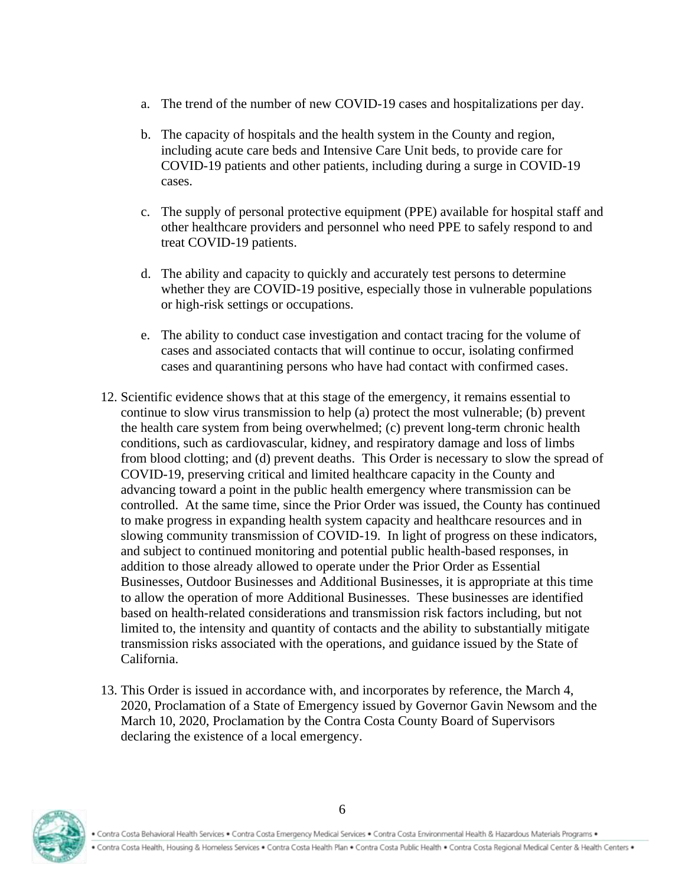a. The trend of the number of new COVID-19 cases and hospitalizations per day.

b. The capacity of hospitals and the health system in the County and region, including acute care beds and Intensive Care Unit beds, to provide care for COVID-19 patients and other patients, including during a surge in COVID-19 cases.

c. The supply of personal protective equipment (PPE) available for hospital staff and other healthcare providers and personnel who need PPE to safely respond to and treat COVID-19 patients.

d. The ability and capacity to quickly and accurately test persons to determine whether they are COVID-19 positive, especially those in vulnerable populations or high-risk settings or occupations.

e. The ability to conduct case investigation and contact tracing for the volume of cases and associated contacts that will continue to occur, isolating confirmed cases and quarantining persons who have had contact with confirmed cases.

12. Scientific evidence shows that at this stage of the emergency, it remains essential to continue to slow virus transmission to help (a) protect the most vulnerable; (b) prevent the health care system from being overwhelmed; (c) prevent long-term chronic health conditions, such as cardiovascular, kidney, and respiratory damage and loss of limbs from blood clotting; and (d) prevent deaths. This Order is necessary to slow the spread of COVID-19, preserving critical and limited healthcare capacity in the County and advancing toward a point in the public health emergency where transmission can be controlled. At the same time, since the Prior Order was issued, the County has continued to make progress in expanding health system capacity and healthcare resources and in slowing community transmission of COVID-19. In light of progress on these indicators, and subject to continued monitoring and potential public health-based responses, in addition to those already allowed to operate under the Prior Order as Essential Businesses, Outdoor Businesses and Additional Businesses, it is appropriate at this time to allow the operation of more Additional Businesses. These businesses are identified based on health-related considerations and transmission risk factors including, but not limited to, the intensity and quantity of contacts and the ability to substantially mitigate transmission risks associated with the operations, and guidance issued by the State of California.

13. This Order is issued in accordance with, and incorporates by reference, the March 4, 2020, Proclamation of a State of Emergency issued by Governor Gavin Newsom and the March 10, 2020, Proclamation by the Contra Costa County Board of Supervisors declaring the existence of a local emergency.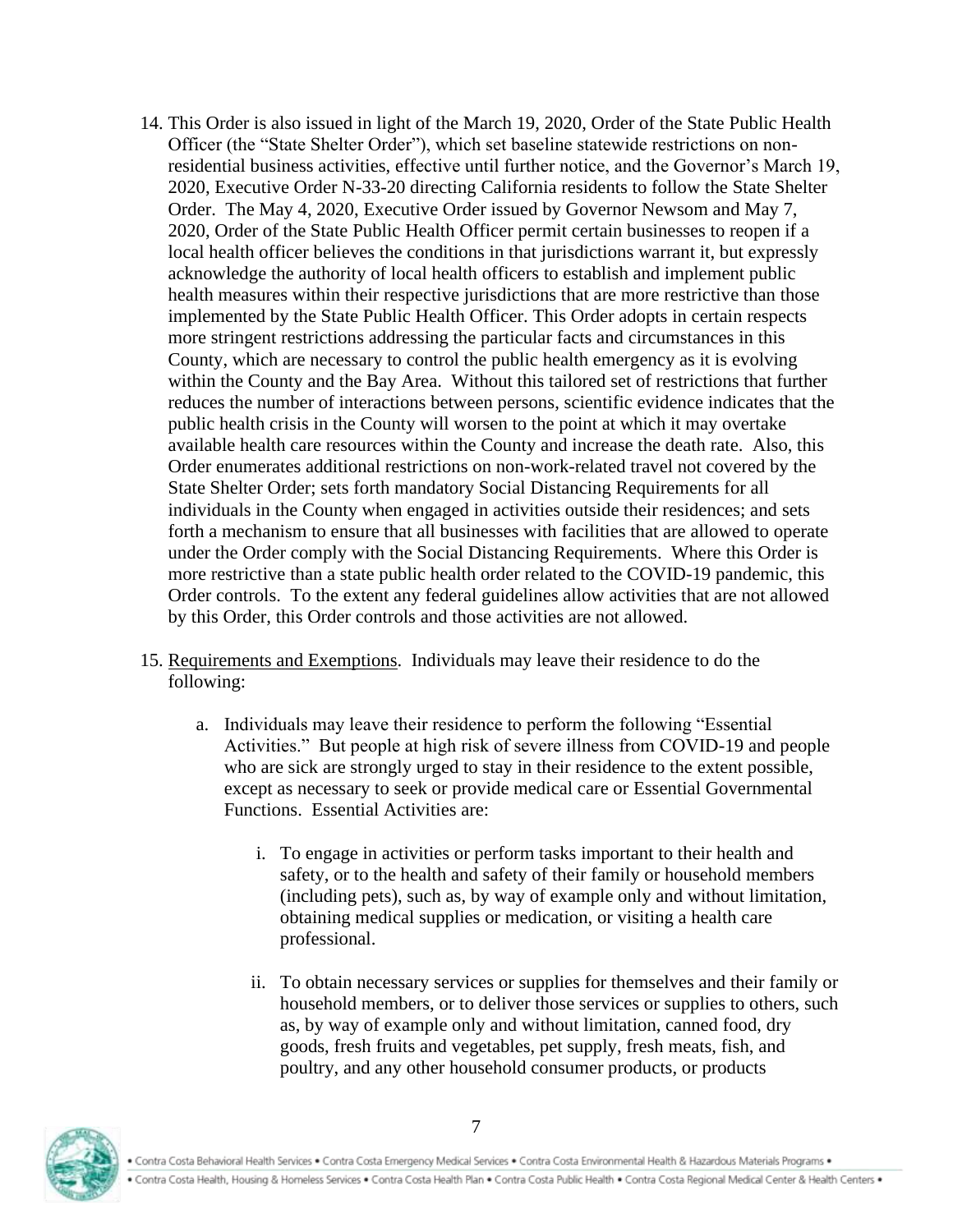14. This Order is also issued in light of the March 19, 2020, Order of the State Public Health Officer (the "State Shelter Order"), which set baseline statewide restrictions on non-residential business activities, effective until further notice, and the Governor's March 19, 2020, Executive Order N-33-20 directing California residents to follow the State Shelter Order. The May 4, 2020, Executive Order issued by Governor Newsom and May 7, 2020, Order of the State Public Health Officer permit certain businesses to reopen if a local health officer believes the conditions in that jurisdictions warrant it, but expressly acknowledge the authority of local health officers to establish and implement public health measures within their respective jurisdictions that are more restrictive than those implemented by the State Public Health Officer. This Order adopts in certain respects more stringent restrictions addressing the particular facts and circumstances in this County, which are necessary to control the public health emergency as it is evolving within the County and the Bay Area. Without this tailored set of restrictions that further reduces the number of interactions between persons, scientific evidence indicates that the public health crisis in the County will worsen to the point at which it may overtake available health care resources within the County and increase the death rate. Also, this Order enumerates additional restrictions on non-work-related travel not covered by the State Shelter Order; sets forth mandatory Social Distancing Requirements for all individuals in the County when engaged in activities outside their residences; and sets forth a mechanism to ensure that all businesses with facilities that are allowed to operate under the Order comply with the Social Distancing Requirements. Where this Order is more restrictive than a state public health order related to the COVID-19 pandemic, this Order controls. To the extent any federal guidelines allow activities that are not allowed by this Order, this Order controls and those activities are not allowed.

15. <u>Requirements and Exemptions</u>. Individuals may leave their residence to do the following:

    a. Individuals may leave their residence to perform the following "Essential Activities." But people at high risk of severe illness from COVID-19 and people who are sick are strongly urged to stay in their residence to the extent possible, except as necessary to seek or provide medical care or Essential Governmental Functions. Essential Activities are:

        i. To engage in activities or perform tasks important to their health and safety, or to the health and safety of their family or household members (including pets), such as, by way of example only and without limitation, obtaining medical supplies or medication, or visiting a health care professional.

        ii. To obtain necessary services or supplies for themselves and their family or household members, or to deliver those services or supplies to others, such as, by way of example only and without limitation, canned food, dry goods, fresh fruits and vegetables, pet supply, fresh meats, fish, and poultry, and any other household consumer products, or products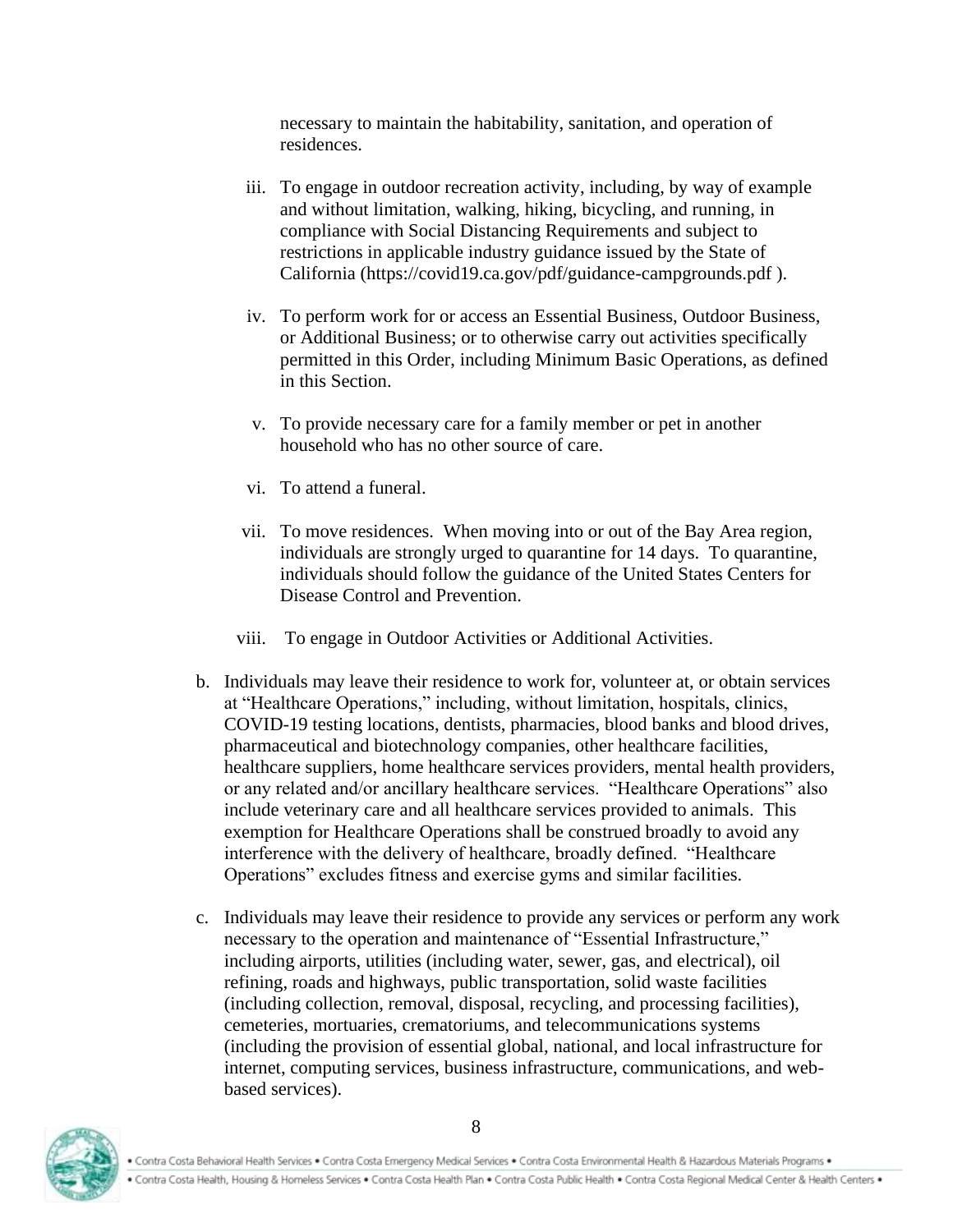necessary to maintain the habitability, sanitation, and operation of residences.

iii. To engage in outdoor recreation activity, including, by way of example and without limitation, walking, hiking, bicycling, and running, in compliance with Social Distancing Requirements and subject to restrictions in applicable industry guidance issued by the State of California (https://covid19.ca.gov/pdf/guidance-campgrounds.pdf ).

iv. To perform work for or access an Essential Business, Outdoor Business, or Additional Business; or to otherwise carry out activities specifically permitted in this Order, including Minimum Basic Operations, as defined in this Section.

v. To provide necessary care for a family member or pet in another household who has no other source of care.

vi. To attend a funeral.

vii. To move residences. When moving into or out of the Bay Area region, individuals are strongly urged to quarantine for 14 days. To quarantine, individuals should follow the guidance of the United States Centers for Disease Control and Prevention.

viii. To engage in Outdoor Activities or Additional Activities.

b. Individuals may leave their residence to work for, volunteer at, or obtain services at "Healthcare Operations," including, without limitation, hospitals, clinics, COVID-19 testing locations, dentists, pharmacies, blood banks and blood drives, pharmaceutical and biotechnology companies, other healthcare facilities, healthcare suppliers, home healthcare services providers, mental health providers, or any related and/or ancillary healthcare services. "Healthcare Operations" also include veterinary care and all healthcare services provided to animals. This exemption for Healthcare Operations shall be construed broadly to avoid any interference with the delivery of healthcare, broadly defined. "Healthcare Operations" excludes fitness and exercise gyms and similar facilities.

c. Individuals may leave their residence to provide any services or perform any work necessary to the operation and maintenance of "Essential Infrastructure," including airports, utilities (including water, sewer, gas, and electrical), oil refining, roads and highways, public transportation, solid waste facilities (including collection, removal, disposal, recycling, and processing facilities), cemeteries, mortuaries, crematoriums, and telecommunications systems (including the provision of essential global, national, and local infrastructure for internet, computing services, business infrastructure, communications, and web-based services).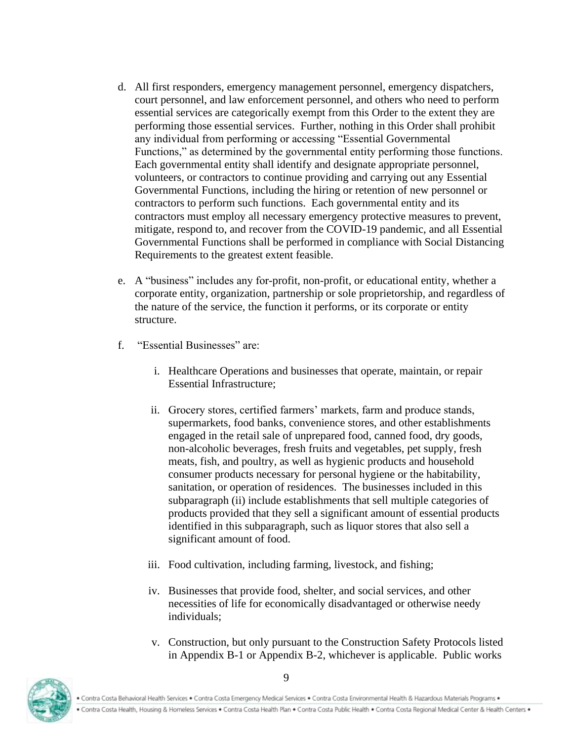d. All first responders, emergency management personnel, emergency dispatchers, court personnel, and law enforcement personnel, and others who need to perform essential services are categorically exempt from this Order to the extent they are performing those essential services. Further, nothing in this Order shall prohibit any individual from performing or accessing "Essential Governmental Functions," as determined by the governmental entity performing those functions. Each governmental entity shall identify and designate appropriate personnel, volunteers, or contractors to continue providing and carrying out any Essential Governmental Functions, including the hiring or retention of new personnel or contractors to perform such functions. Each governmental entity and its contractors must employ all necessary emergency protective measures to prevent, mitigate, respond to, and recover from the COVID-19 pandemic, and all Essential Governmental Functions shall be performed in compliance with Social Distancing Requirements to the greatest extent feasible.

e. A "business" includes any for-profit, non-profit, or educational entity, whether a corporate entity, organization, partnership or sole proprietorship, and regardless of the nature of the service, the function it performs, or its corporate or entity structure.

f. "Essential Businesses" are:

   i. Healthcare Operations and businesses that operate, maintain, or repair Essential Infrastructure;

   ii. Grocery stores, certified farmers' markets, farm and produce stands, supermarkets, food banks, convenience stores, and other establishments engaged in the retail sale of unprepared food, canned food, dry goods, non-alcoholic beverages, fresh fruits and vegetables, pet supply, fresh meats, fish, and poultry, as well as hygienic products and household consumer products necessary for personal hygiene or the habitability, sanitation, or operation of residences. The businesses included in this subparagraph (ii) include establishments that sell multiple categories of products provided that they sell a significant amount of essential products identified in this subparagraph, such as liquor stores that also sell a significant amount of food.

   iii. Food cultivation, including farming, livestock, and fishing;

   iv. Businesses that provide food, shelter, and social services, and other necessities of life for economically disadvantaged or otherwise needy individuals;

   v. Construction, but only pursuant to the Construction Safety Protocols listed in Appendix B-1 or Appendix B-2, whichever is applicable. Public works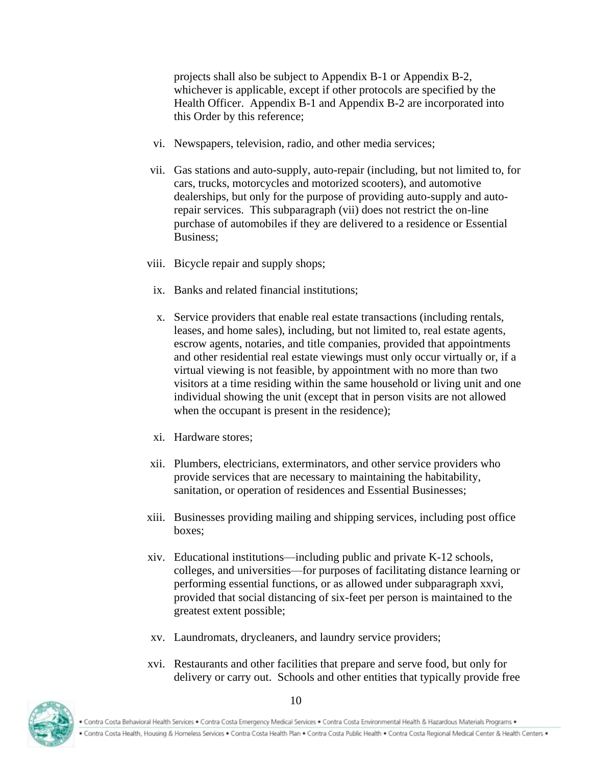projects shall also be subject to Appendix B-1 or Appendix B-2, whichever is applicable, except if other protocols are specified by the Health Officer. Appendix B-1 and Appendix B-2 are incorporated into this Order by this reference;

vi. Newspapers, television, radio, and other media services;

vii. Gas stations and auto-supply, auto-repair (including, but not limited to, for cars, trucks, motorcycles and motorized scooters), and automotive dealerships, but only for the purpose of providing auto-supply and auto-repair services. This subparagraph (vii) does not restrict the on-line purchase of automobiles if they are delivered to a residence or Essential Business;

viii. Bicycle repair and supply shops;

ix. Banks and related financial institutions;

x. Service providers that enable real estate transactions (including rentals, leases, and home sales), including, but not limited to, real estate agents, escrow agents, notaries, and title companies, provided that appointments and other residential real estate viewings must only occur virtually or, if a virtual viewing is not feasible, by appointment with no more than two visitors at a time residing within the same household or living unit and one individual showing the unit (except that in person visits are not allowed when the occupant is present in the residence);

xi. Hardware stores;

xii. Plumbers, electricians, exterminators, and other service providers who provide services that are necessary to maintaining the habitability, sanitation, or operation of residences and Essential Businesses;

xiii. Businesses providing mailing and shipping services, including post office boxes;

xiv. Educational institutions—including public and private K-12 schools, colleges, and universities—for purposes of facilitating distance learning or performing essential functions, or as allowed under subparagraph xxvi, provided that social distancing of six-feet per person is maintained to the greatest extent possible;

xv. Laundromats, drycleaners, and laundry service providers;

xvi. Restaurants and other facilities that prepare and serve food, but only for delivery or carry out. Schools and other entities that typically provide free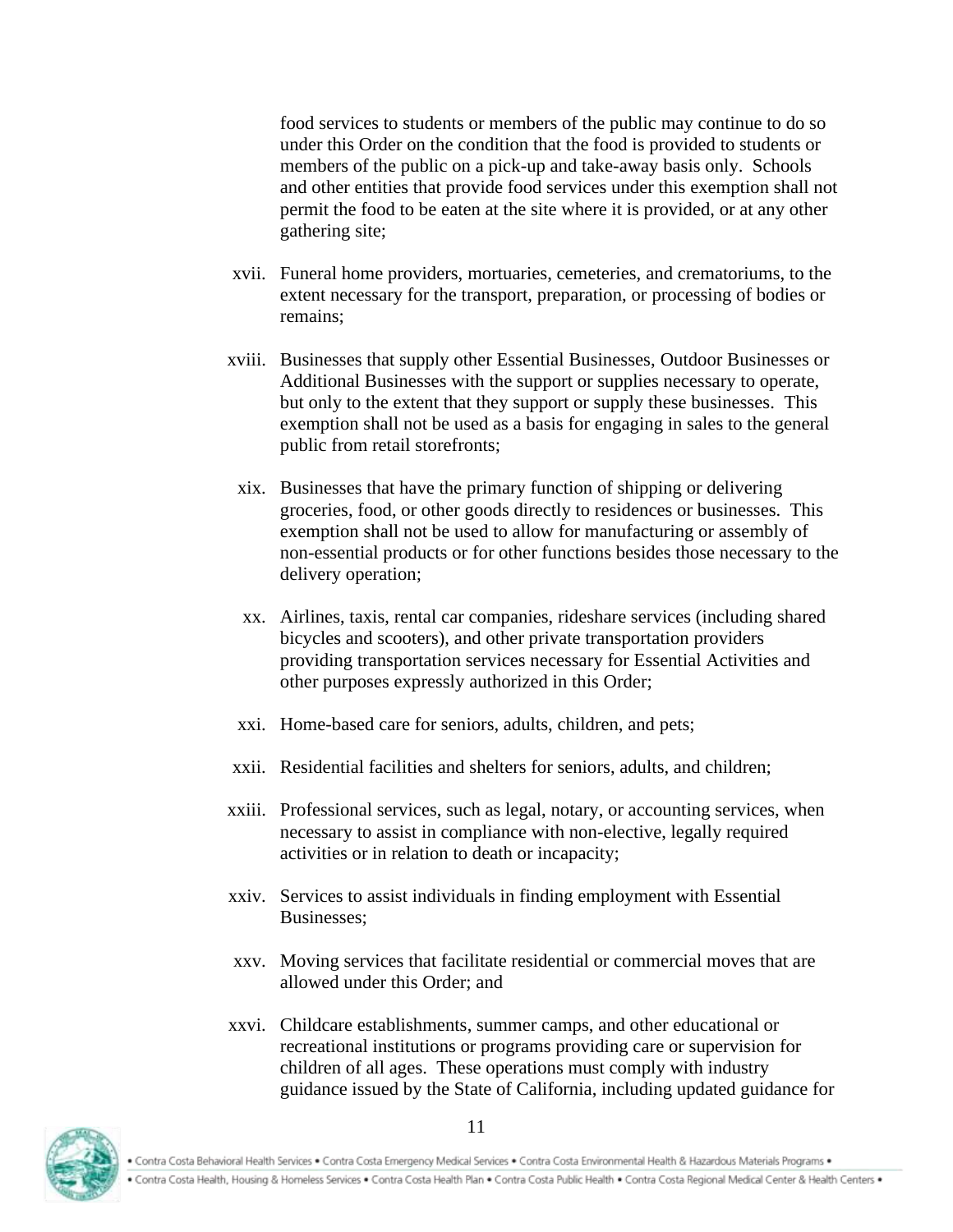food services to students or members of the public may continue to do so under this Order on the condition that the food is provided to students or members of the public on a pick-up and take-away basis only. Schools and other entities that provide food services under this exemption shall not permit the food to be eaten at the site where it is provided, or at any other gathering site;

xvii. Funeral home providers, mortuaries, cemeteries, and crematoriums, to the extent necessary for the transport, preparation, or processing of bodies or remains;

xviii. Businesses that supply other Essential Businesses, Outdoor Businesses or Additional Businesses with the support or supplies necessary to operate, but only to the extent that they support or supply these businesses. This exemption shall not be used as a basis for engaging in sales to the general public from retail storefronts;

xix. Businesses that have the primary function of shipping or delivering groceries, food, or other goods directly to residences or businesses. This exemption shall not be used to allow for manufacturing or assembly of non-essential products or for other functions besides those necessary to the delivery operation;

xx. Airlines, taxis, rental car companies, rideshare services (including shared bicycles and scooters), and other private transportation providers providing transportation services necessary for Essential Activities and other purposes expressly authorized in this Order;

xxi. Home-based care for seniors, adults, children, and pets;

xxii. Residential facilities and shelters for seniors, adults, and children;

xxiii. Professional services, such as legal, notary, or accounting services, when necessary to assist in compliance with non-elective, legally required activities or in relation to death or incapacity;

xxiv. Services to assist individuals in finding employment with Essential Businesses;

xxv. Moving services that facilitate residential or commercial moves that are allowed under this Order; and

xxvi. Childcare establishments, summer camps, and other educational or recreational institutions or programs providing care or supervision for children of all ages. These operations must comply with industry guidance issued by the State of California, including updated guidance for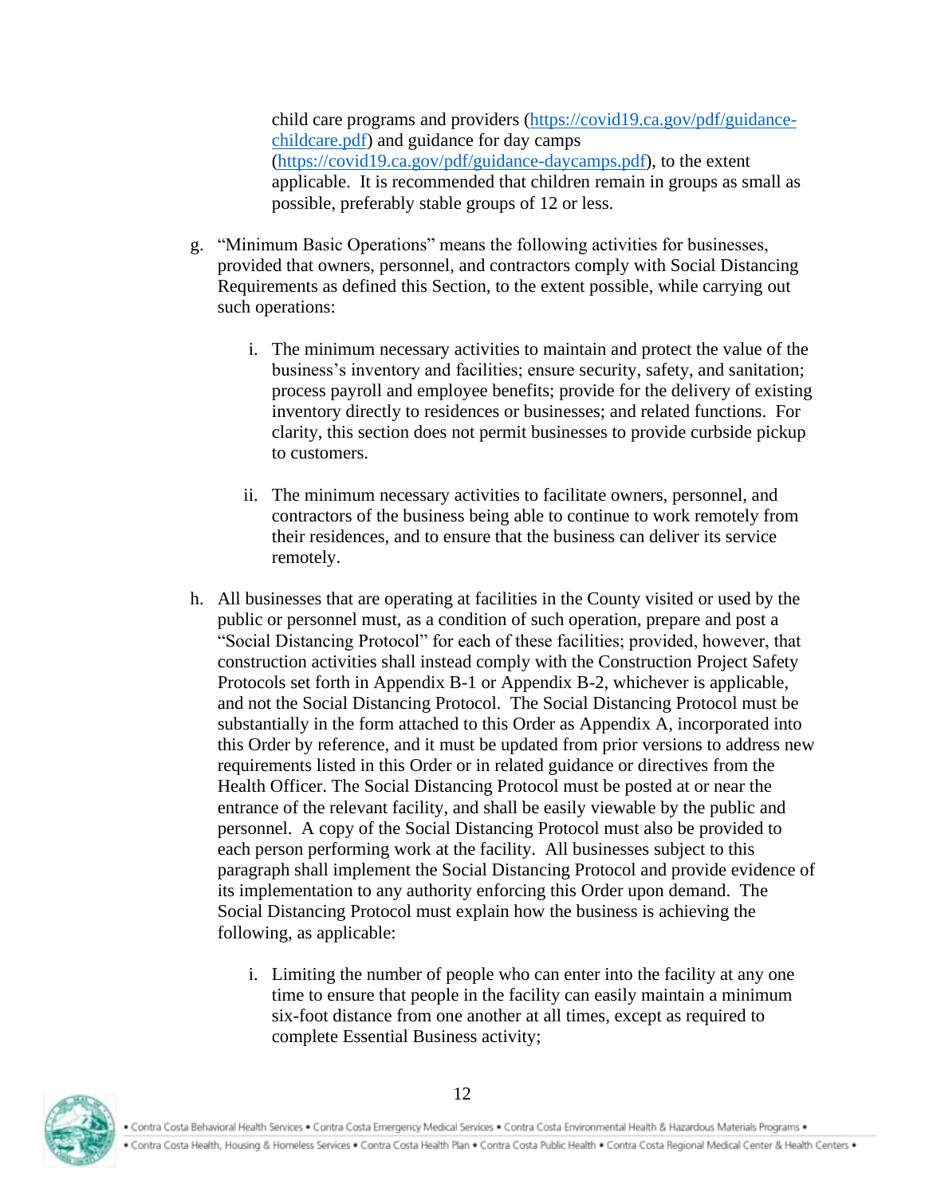child care programs and providers (https://covid19.ca.gov/pdf/guidance-childcare.pdf) and guidance for day camps (https://covid19.ca.gov/pdf/guidance-daycamps.pdf), to the extent applicable. It is recommended that children remain in groups as small as possible, preferably stable groups of 12 or less.

g. "Minimum Basic Operations" means the following activities for businesses, provided that owners, personnel, and contractors comply with Social Distancing Requirements as defined this Section, to the extent possible, while carrying out such operations:

    i. The minimum necessary activities to maintain and protect the value of the business's inventory and facilities; ensure security, safety, and sanitation; process payroll and employee benefits; provide for the delivery of existing inventory directly to residences or businesses; and related functions. For clarity, this section does not permit businesses to provide curbside pickup to customers.

    ii. The minimum necessary activities to facilitate owners, personnel, and contractors of the business being able to continue to work remotely from their residences, and to ensure that the business can deliver its service remotely.

h. All businesses that are operating at facilities in the County visited or used by the public or personnel must, as a condition of such operation, prepare and post a "Social Distancing Protocol" for each of these facilities; provided, however, that construction activities shall instead comply with the Construction Project Safety Protocols set forth in Appendix B-1 or Appendix B-2, whichever is applicable, and not the Social Distancing Protocol. The Social Distancing Protocol must be substantially in the form attached to this Order as Appendix A, incorporated into this Order by reference, and it must be updated from prior versions to address new requirements listed in this Order or in related guidance or directives from the Health Officer. The Social Distancing Protocol must be posted at or near the entrance of the relevant facility, and shall be easily viewable by the public and personnel. A copy of the Social Distancing Protocol must also be provided to each person performing work at the facility. All businesses subject to this paragraph shall implement the Social Distancing Protocol and provide evidence of its implementation to any authority enforcing this Order upon demand. The Social Distancing Protocol must explain how the business is achieving the following, as applicable:

    i. Limiting the number of people who can enter into the facility at any one time to ensure that people in the facility can easily maintain a minimum six-foot distance from one another at all times, except as required to complete Essential Business activity;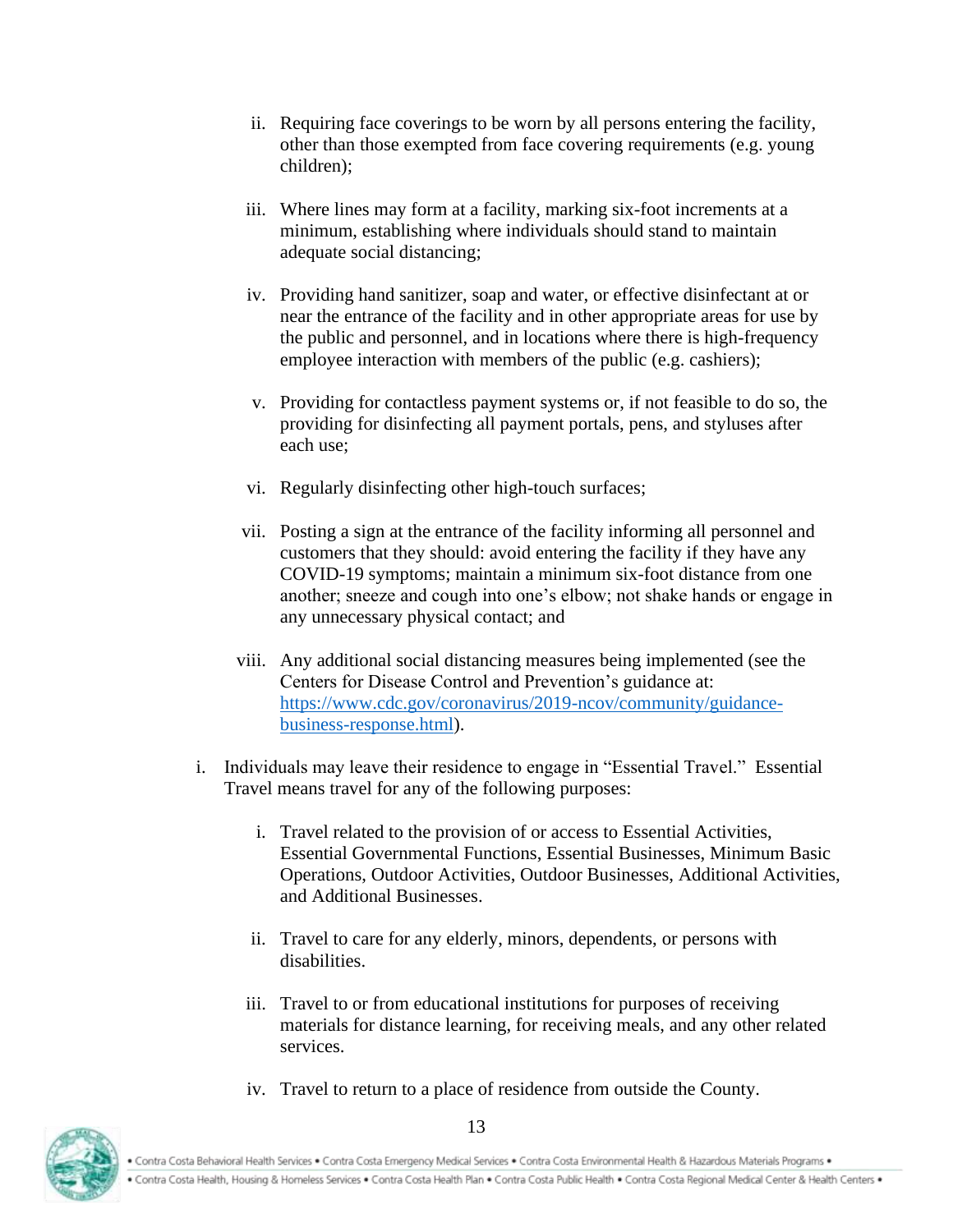ii. Requiring face coverings to be worn by all persons entering the facility, other than those exempted from face covering requirements (e.g. young children);

   iii. Where lines may form at a facility, marking six-foot increments at a minimum, establishing where individuals should stand to maintain adequate social distancing;

   iv. Providing hand sanitizer, soap and water, or effective disinfectant at or near the entrance of the facility and in other appropriate areas for use by the public and personnel, and in locations where there is high-frequency employee interaction with members of the public (e.g. cashiers);

   v. Providing for contactless payment systems or, if not feasible to do so, the providing for disinfecting all payment portals, pens, and styluses after each use;

   vi. Regularly disinfecting other high-touch surfaces;

   vii. Posting a sign at the entrance of the facility informing all personnel and customers that they should: avoid entering the facility if they have any COVID-19 symptoms; maintain a minimum six-foot distance from one another; sneeze and cough into one's elbow; not shake hands or engage in any unnecessary physical contact; and

   viii. Any additional social distancing measures being implemented (see the Centers for Disease Control and Prevention's guidance at: [https://www.cdc.gov/coronavirus/2019-ncov/community/guidance-business-response.html](https://www.cdc.gov/coronavirus/2019-ncov/community/guidance-business-response.html)).

i. Individuals may leave their residence to engage in "Essential Travel." Essential Travel means travel for any of the following purposes:

   i. Travel related to the provision of or access to Essential Activities, Essential Governmental Functions, Essential Businesses, Minimum Basic Operations, Outdoor Activities, Outdoor Businesses, Additional Activities, and Additional Businesses.

   ii. Travel to care for any elderly, minors, dependents, or persons with disabilities.

   iii. Travel to or from educational institutions for purposes of receiving materials for distance learning, for receiving meals, and any other related services.

   iv. Travel to return to a place of residence from outside the County.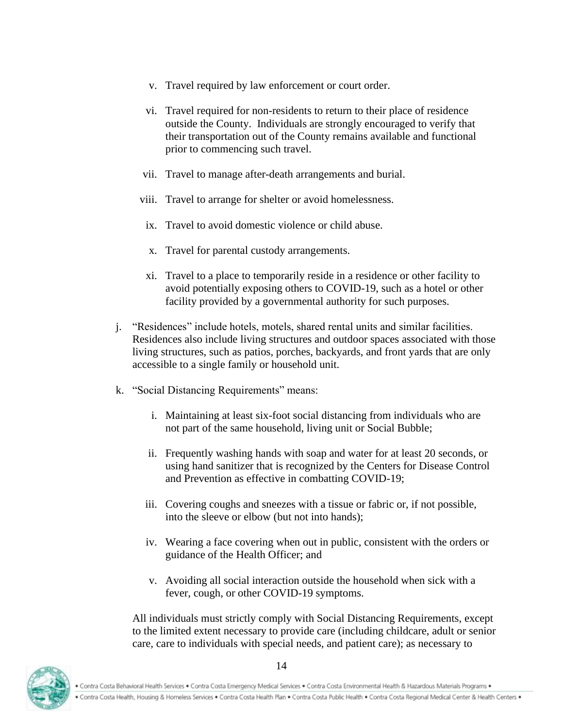v. Travel required by law enforcement or court order.

vi. Travel required for non-residents to return to their place of residence outside the County. Individuals are strongly encouraged to verify that their transportation out of the County remains available and functional prior to commencing such travel.

vii. Travel to manage after-death arrangements and burial.

viii. Travel to arrange for shelter or avoid homelessness.

ix. Travel to avoid domestic violence or child abuse.

x. Travel for parental custody arrangements.

xi. Travel to a place to temporarily reside in a residence or other facility to avoid potentially exposing others to COVID-19, such as a hotel or other facility provided by a governmental authority for such purposes.

j. "Residences" include hotels, motels, shared rental units and similar facilities. Residences also include living structures and outdoor spaces associated with those living structures, such as patios, porches, backyards, and front yards that are only accessible to a single family or household unit.

k. "Social Distancing Requirements" means:

i. Maintaining at least six-foot social distancing from individuals who are not part of the same household, living unit or Social Bubble;

ii. Frequently washing hands with soap and water for at least 20 seconds, or using hand sanitizer that is recognized by the Centers for Disease Control and Prevention as effective in combatting COVID-19;

iii. Covering coughs and sneezes with a tissue or fabric or, if not possible, into the sleeve or elbow (but not into hands);

iv. Wearing a face covering when out in public, consistent with the orders or guidance of the Health Officer; and

v. Avoiding all social interaction outside the household when sick with a fever, cough, or other COVID-19 symptoms.

All individuals must strictly comply with Social Distancing Requirements, except to the limited extent necessary to provide care (including childcare, adult or senior care, care to individuals with special needs, and patient care); as necessary to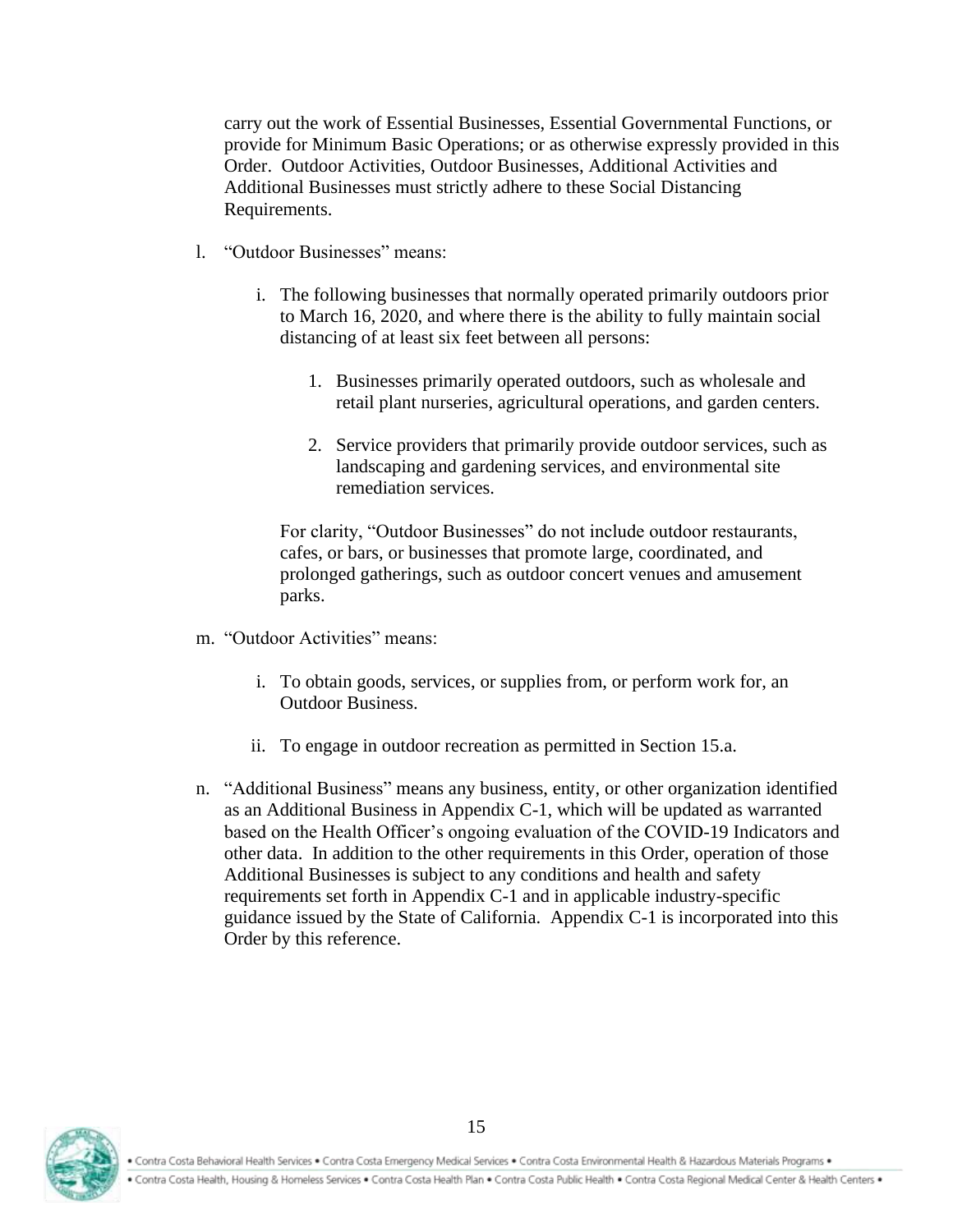carry out the work of Essential Businesses, Essential Governmental Functions, or provide for Minimum Basic Operations; or as otherwise expressly provided in this Order. Outdoor Activities, Outdoor Businesses, Additional Activities and Additional Businesses must strictly adhere to these Social Distancing Requirements.

l. "Outdoor Businesses" means:

   i. The following businesses that normally operated primarily outdoors prior to March 16, 2020, and where there is the ability to fully maintain social distancing of at least six feet between all persons:

      1. Businesses primarily operated outdoors, such as wholesale and retail plant nurseries, agricultural operations, and garden centers.

      2. Service providers that primarily provide outdoor services, such as landscaping and gardening services, and environmental site remediation services.

   For clarity, "Outdoor Businesses" do not include outdoor restaurants, cafes, or bars, or businesses that promote large, coordinated, and prolonged gatherings, such as outdoor concert venues and amusement parks.

m. "Outdoor Activities" means:

   i. To obtain goods, services, or supplies from, or perform work for, an Outdoor Business.

   ii. To engage in outdoor recreation as permitted in Section 15.a.

n. "Additional Business" means any business, entity, or other organization identified as an Additional Business in Appendix C-1, which will be updated as warranted based on the Health Officer's ongoing evaluation of the COVID-19 Indicators and other data. In addition to the other requirements in this Order, operation of those Additional Businesses is subject to any conditions and health and safety requirements set forth in Appendix C-1 and in applicable industry-specific guidance issued by the State of California. Appendix C-1 is incorporated into this Order by this reference.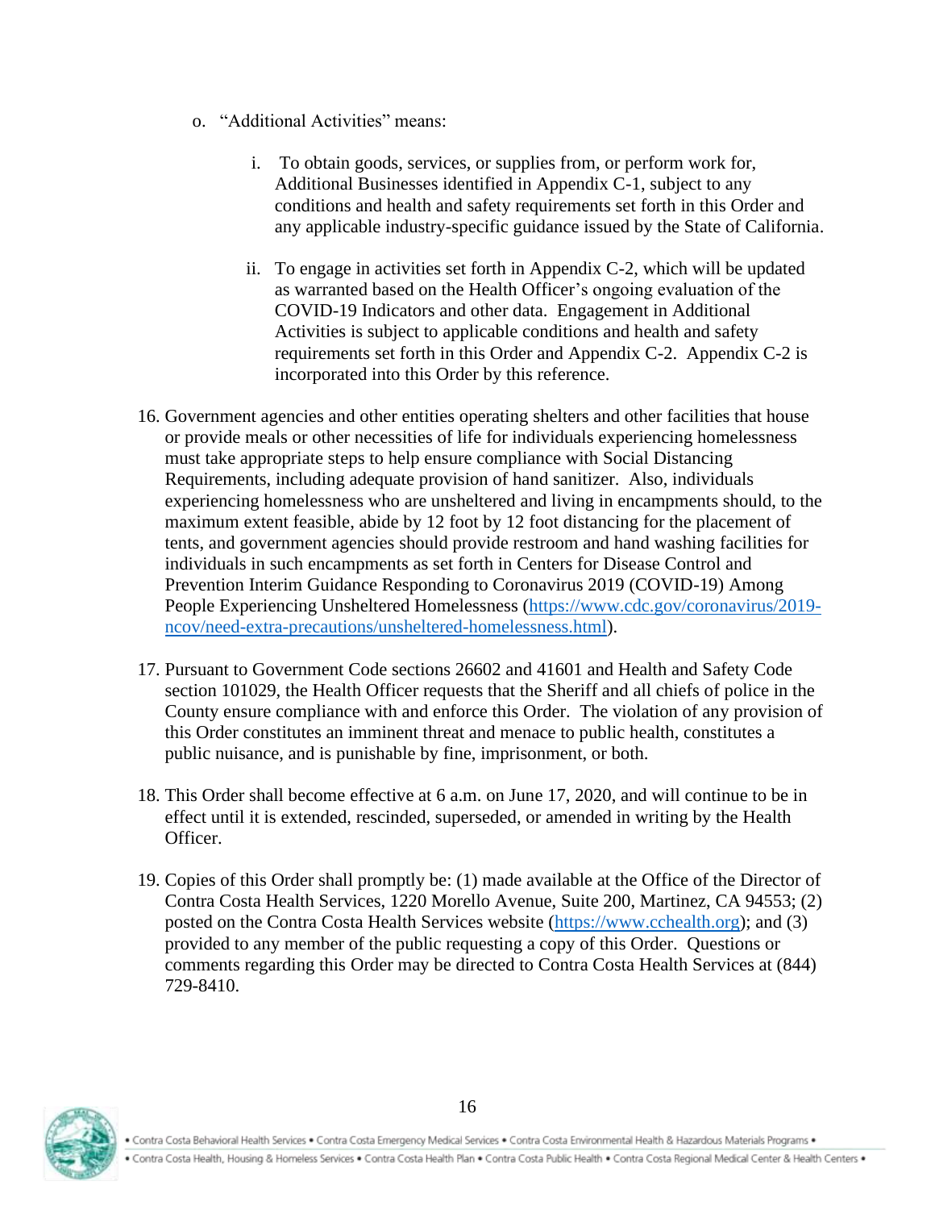o. "Additional Activities" means:

   i. To obtain goods, services, or supplies from, or perform work for, Additional Businesses identified in Appendix C-1, subject to any conditions and health and safety requirements set forth in this Order and any applicable industry-specific guidance issued by the State of California.

   ii. To engage in activities set forth in Appendix C-2, which will be updated as warranted based on the Health Officer's ongoing evaluation of the COVID-19 Indicators and other data. Engagement in Additional Activities is subject to applicable conditions and health and safety requirements set forth in this Order and Appendix C-2. Appendix C-2 is incorporated into this Order by this reference.

16. Government agencies and other entities operating shelters and other facilities that house or provide meals or other necessities of life for individuals experiencing homelessness must take appropriate steps to help ensure compliance with Social Distancing Requirements, including adequate provision of hand sanitizer. Also, individuals experiencing homelessness who are unsheltered and living in encampments should, to the maximum extent feasible, abide by 12 foot by 12 foot distancing for the placement of tents, and government agencies should provide restroom and hand washing facilities for individuals in such encampments as set forth in Centers for Disease Control and Prevention Interim Guidance Responding to Coronavirus 2019 (COVID-19) Among People Experiencing Unsheltered Homelessness (https://www.cdc.gov/coronavirus/2019-ncov/need-extra-precautions/unsheltered-homelessness.html).

17. Pursuant to Government Code sections 26602 and 41601 and Health and Safety Code section 101029, the Health Officer requests that the Sheriff and all chiefs of police in the County ensure compliance with and enforce this Order. The violation of any provision of this Order constitutes an imminent threat and menace to public health, constitutes a public nuisance, and is punishable by fine, imprisonment, or both.

18. This Order shall become effective at 6 a.m. on June 17, 2020, and will continue to be in effect until it is extended, rescinded, superseded, or amended in writing by the Health Officer.

19. Copies of this Order shall promptly be: (1) made available at the Office of the Director of Contra Costa Health Services, 1220 Morello Avenue, Suite 200, Martinez, CA 94553; (2) posted on the Contra Costa Health Services website (https://www.cchealth.org); and (3) provided to any member of the public requesting a copy of this Order. Questions or comments regarding this Order may be directed to Contra Costa Health Services at (844) 729-8410.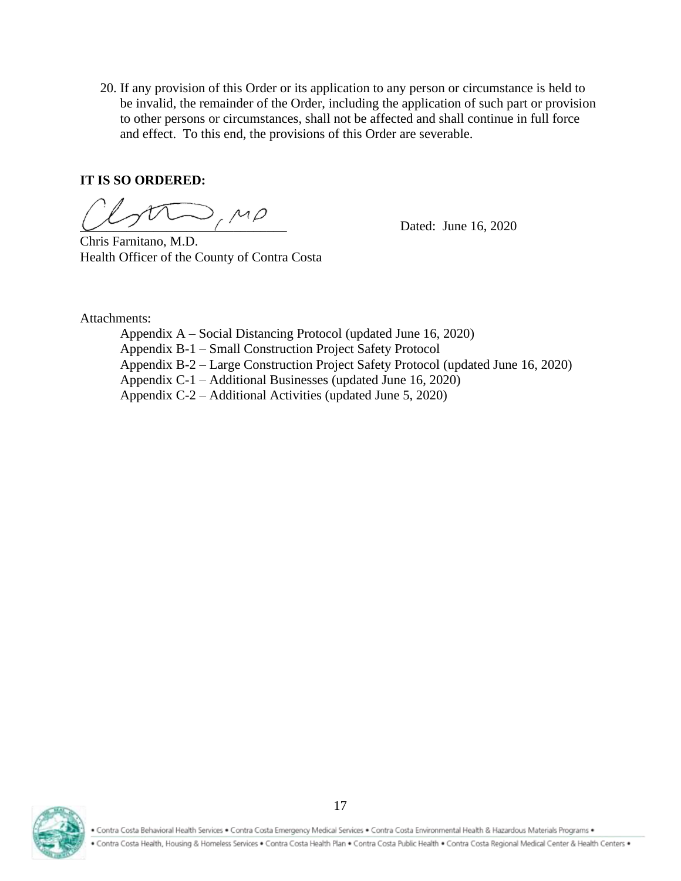20. If any provision of this Order or its application to any person or circumstance is held to be invalid, the remainder of the Order, including the application of such part or provision to other persons or circumstances, shall not be affected and shall continue in full force and effect. To this end, the provisions of this Order are severable.

**IT IS SO ORDERED:**

_____________________________ Dated: June 16, 2020

Chris Farnitano, M.D.
Health Officer of the County of Contra Costa

Attachments:

Appendix A – Social Distancing Protocol (updated June 16, 2020)
Appendix B-1 – Small Construction Project Safety Protocol
Appendix B-2 – Large Construction Project Safety Protocol (updated June 16, 2020)
Appendix C-1 – Additional Businesses (updated June 16, 2020)
Appendix C-2 – Additional Activities (updated June 5, 2020)